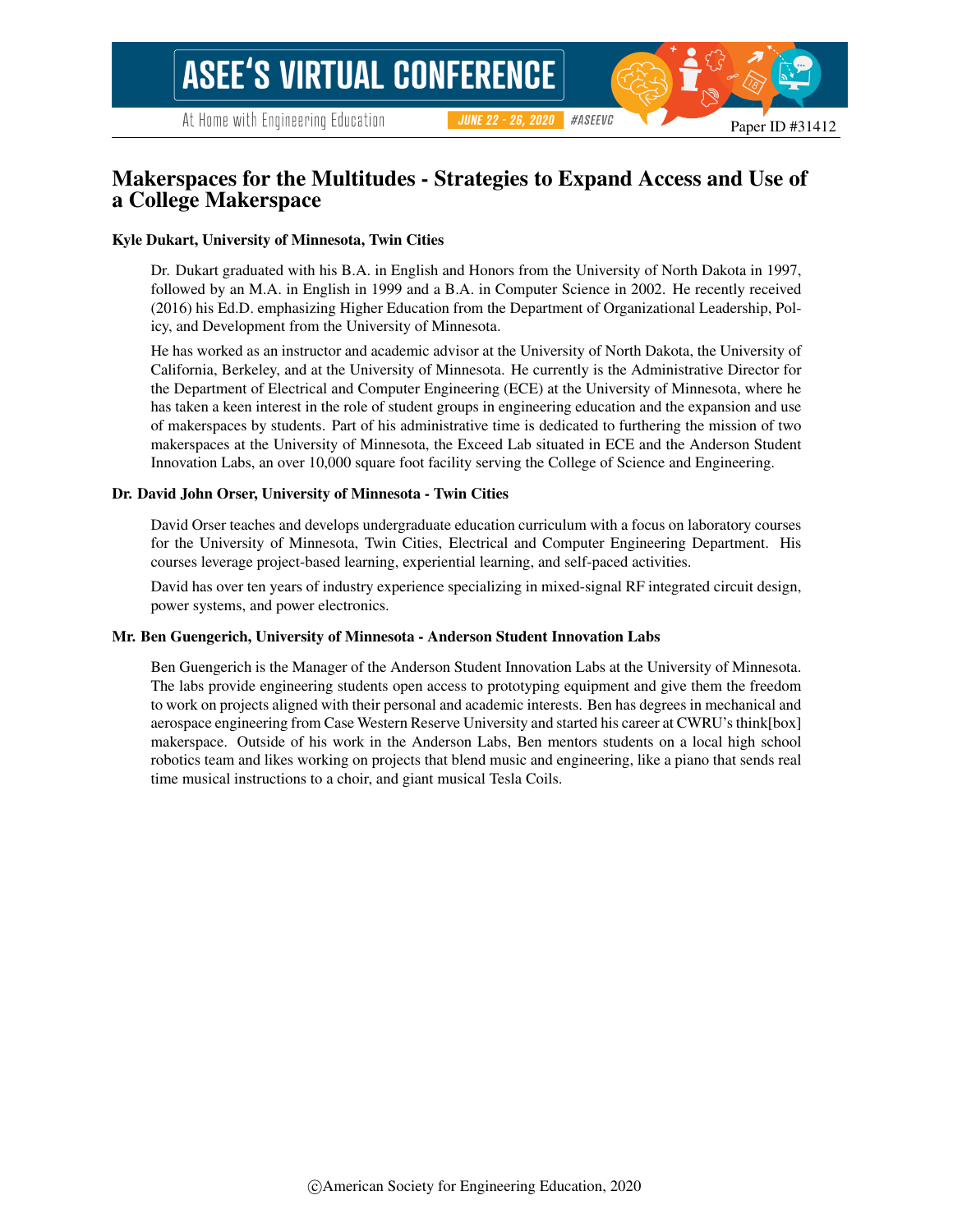# Makerspaces for the Multitudes - Strategies to Expand Access and Use of a College Makerspace

### Kyle Dukart, University of Minnesota, Twin Cities

Dr. Dukart graduated with his B.A. in English and Honors from the University of North Dakota in 1997, followed by an M.A. in English in 1999 and a B.A. in Computer Science in 2002. He recently received (2016) his Ed.D. emphasizing Higher Education from the Department of Organizational Leadership, Policy, and Development from the University of Minnesota.

He has worked as an instructor and academic advisor at the University of North Dakota, the University of California, Berkeley, and at the University of Minnesota. He currently is the Administrative Director for the Department of Electrical and Computer Engineering (ECE) at the University of Minnesota, where he has taken a keen interest in the role of student groups in engineering education and the expansion and use of makerspaces by students. Part of his administrative time is dedicated to furthering the mission of two makerspaces at the University of Minnesota, the Exceed Lab situated in ECE and the Anderson Student Innovation Labs, an over 10,000 square foot facility serving the College of Science and Engineering.

### Dr. David John Orser, University of Minnesota - Twin Cities

David Orser teaches and develops undergraduate education curriculum with a focus on laboratory courses for the University of Minnesota, Twin Cities, Electrical and Computer Engineering Department. His courses leverage project-based learning, experiential learning, and self-paced activities.

David has over ten years of industry experience specializing in mixed-signal RF integrated circuit design, power systems, and power electronics.

### Mr. Ben Guengerich, University of Minnesota - Anderson Student Innovation Labs

Ben Guengerich is the Manager of the Anderson Student Innovation Labs at the University of Minnesota. The labs provide engineering students open access to prototyping equipment and give them the freedom to work on projects aligned with their personal and academic interests. Ben has degrees in mechanical and aerospace engineering from Case Western Reserve University and started his career at CWRU's think[box] makerspace. Outside of his work in the Anderson Labs, Ben mentors students on a local high school robotics team and likes working on projects that blend music and engineering, like a piano that sends real time musical instructions to a choir, and giant musical Tesla Coils.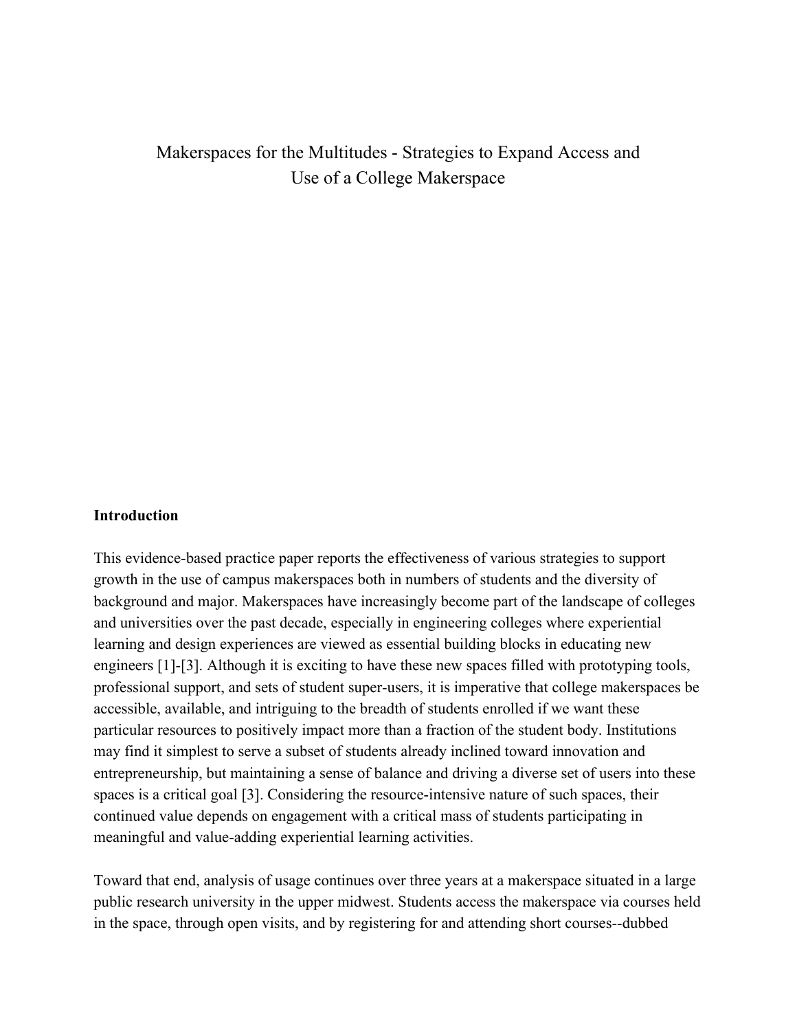# Makerspaces for the Multitudes - Strategies to Expand Access and Use of a College Makerspace

## Introduction

This evidence-based practice paper reports the effectiveness of various strategies to support growth in the use of campus makerspaces both in numbers of students and the diversity of background and major. Makerspaces have increasingly become part of the landscape of colleges and universities over the past decade, especially in engineering colleges where experiential learning and design experiences are viewed as essential building blocks in educating new engineers [1]-[3]. Although it is exciting to have these new spaces filled with prototyping tools, professional support, and sets of student super-users, it is imperative that college makerspaces be accessible, available, and intriguing to the breadth of students enrolled if we want these particular resources to positively impact more than a fraction of the student body. Institutions may find it simplest to serve a subset of students already inclined toward innovation and entrepreneurship, but maintaining a sense of balance and driving a diverse set of users into these spaces is a critical goal [3]. Considering the resource-intensive nature of such spaces, their continued value depends on engagement with a critical mass of students participating in meaningful and value-adding experiential learning activities.

Toward that end, analysis of usage continues over three years at a makerspace situated in a large public research university in the upper midwest. Students access the makerspace via courses held in the space, through open visits, and by registering for and attending short courses--dubbed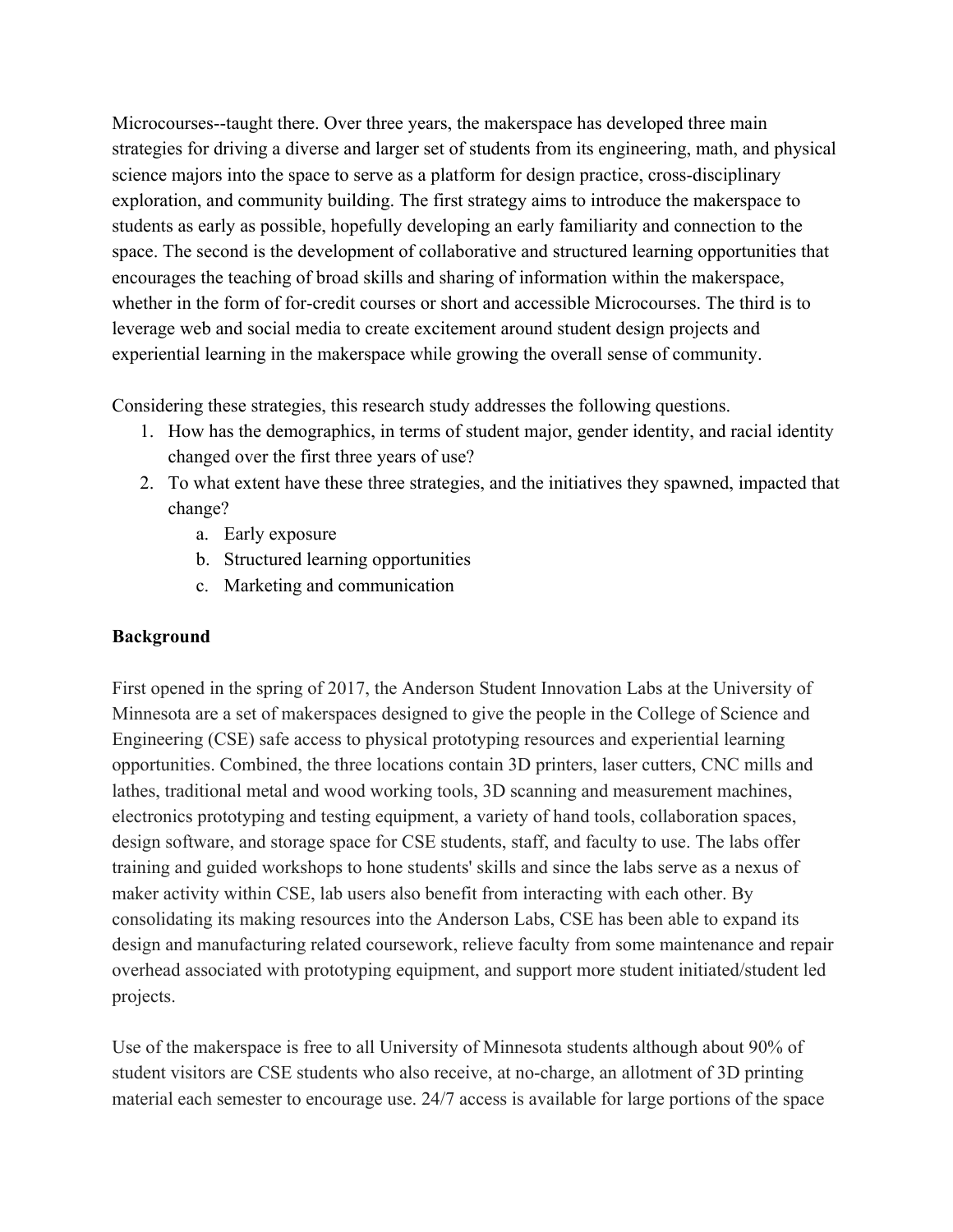Microcourses--taught there. Over three years, the makerspace has developed three main strategies for driving a diverse and larger set of students from its engineering, math, and physical science majors into the space to serve as a platform for design practice, cross-disciplinary exploration, and community building. The first strategy aims to introduce the makerspace to students as early as possible, hopefully developing an early familiarity and connection to the space. The second is the development of collaborative and structured learning opportunities that encourages the teaching of broad skills and sharing of information within the makerspace, whether in the form of for-credit courses or short and accessible Microcourses. The third is to leverage web and social media to create excitement around student design projects and experiential learning in the makerspace while growing the overall sense of community.

Considering these strategies, this research study addresses the following questions.

1. How has the demographics, in terms of student major, gender identity, and racial identity changed over the first three years of use?
2. To what extent have these three strategies, and the initiatives they spawned, impacted that change?
    a. Early exposure
    b. Structured learning opportunities
    c. Marketing and communication

**Background**

First opened in the spring of 2017, the Anderson Student Innovation Labs at the University of Minnesota are a set of makerspaces designed to give the people in the College of Science and Engineering (CSE) safe access to physical prototyping resources and experiential learning opportunities. Combined, the three locations contain 3D printers, laser cutters, CNC mills and lathes, traditional metal and wood working tools, 3D scanning and measurement machines, electronics prototyping and testing equipment, a variety of hand tools, collaboration spaces, design software, and storage space for CSE students, staff, and faculty to use. The labs offer training and guided workshops to hone students' skills and since the labs serve as a nexus of maker activity within CSE, lab users also benefit from interacting with each other. By consolidating its making resources into the Anderson Labs, CSE has been able to expand its design and manufacturing related coursework, relieve faculty from some maintenance and repair overhead associated with prototyping equipment, and support more student initiated/student led projects.

Use of the makerspace is free to all University of Minnesota students although about 90% of student visitors are CSE students who also receive, at no-charge, an allotment of 3D printing material each semester to encourage use. 24/7 access is available for large portions of the space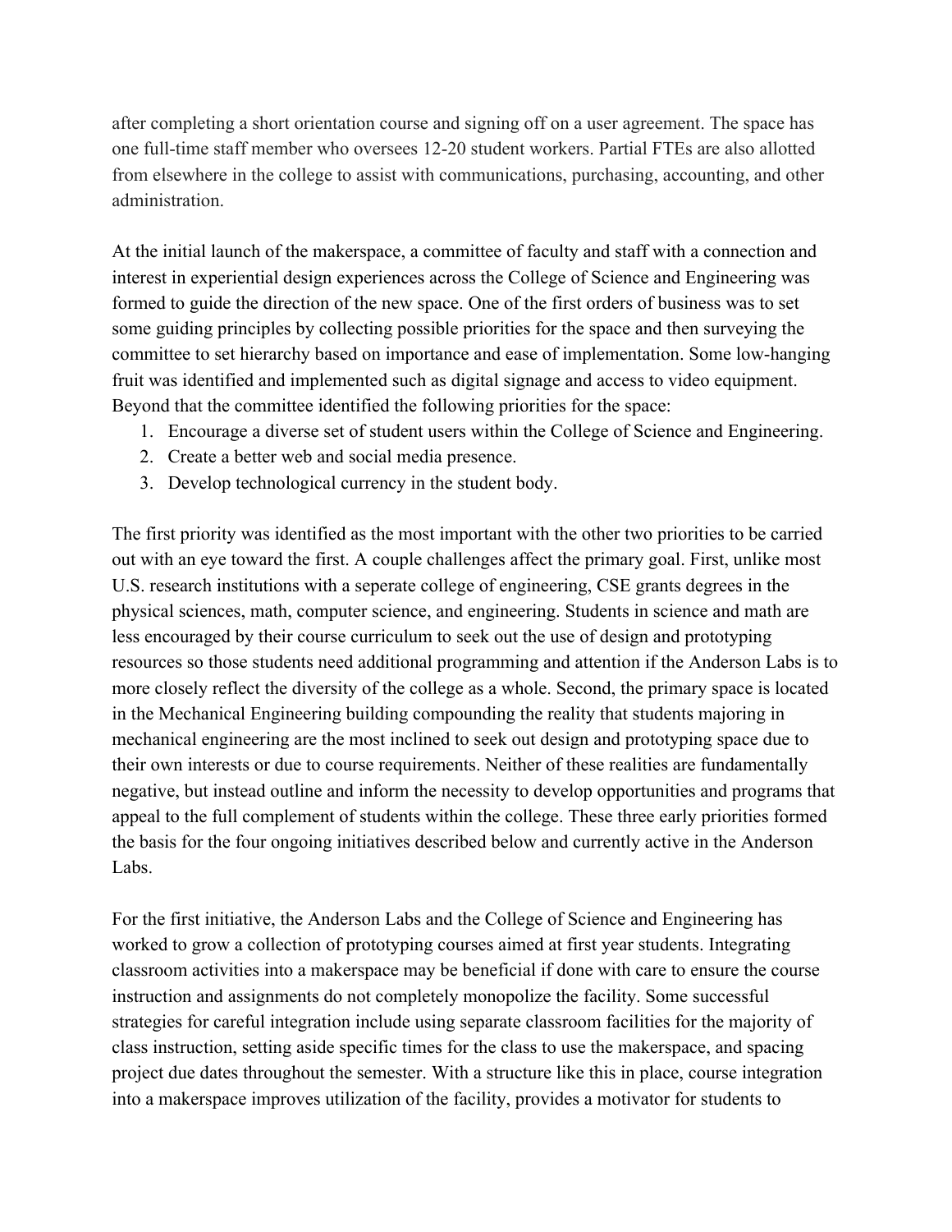after completing a short orientation course and signing off on a user agreement. The space has one full-time staff member who oversees 12-20 student workers. Partial FTEs are also allotted from elsewhere in the college to assist with communications, purchasing, accounting, and other administration.

At the initial launch of the makerspace, a committee of faculty and staff with a connection and interest in experiential design experiences across the College of Science and Engineering was formed to guide the direction of the new space. One of the first orders of business was to set some guiding principles by collecting possible priorities for the space and then surveying the committee to set hierarchy based on importance and ease of implementation. Some low-hanging fruit was identified and implemented such as digital signage and access to video equipment. Beyond that the committee identified the following priorities for the space:

1. Encourage a diverse set of student users within the College of Science and Engineering.
2. Create a better web and social media presence.
3. Develop technological currency in the student body.

The first priority was identified as the most important with the other two priorities to be carried out with an eye toward the first. A couple challenges affect the primary goal. First, unlike most U.S. research institutions with a seperate college of engineering, CSE grants degrees in the physical sciences, math, computer science, and engineering. Students in science and math are less encouraged by their course curriculum to seek out the use of design and prototyping resources so those students need additional programming and attention if the Anderson Labs is to more closely reflect the diversity of the college as a whole. Second, the primary space is located in the Mechanical Engineering building compounding the reality that students majoring in mechanical engineering are the most inclined to seek out design and prototyping space due to their own interests or due to course requirements. Neither of these realities are fundamentally negative, but instead outline and inform the necessity to develop opportunities and programs that appeal to the full complement of students within the college. These three early priorities formed the basis for the four ongoing initiatives described below and currently active in the Anderson Labs.

For the first initiative, the Anderson Labs and the College of Science and Engineering has worked to grow a collection of prototyping courses aimed at first year students. Integrating classroom activities into a makerspace may be beneficial if done with care to ensure the course instruction and assignments do not completely monopolize the facility. Some successful strategies for careful integration include using separate classroom facilities for the majority of class instruction, setting aside specific times for the class to use the makerspace, and spacing project due dates throughout the semester. With a structure like this in place, course integration into a makerspace improves utilization of the facility, provides a motivator for students to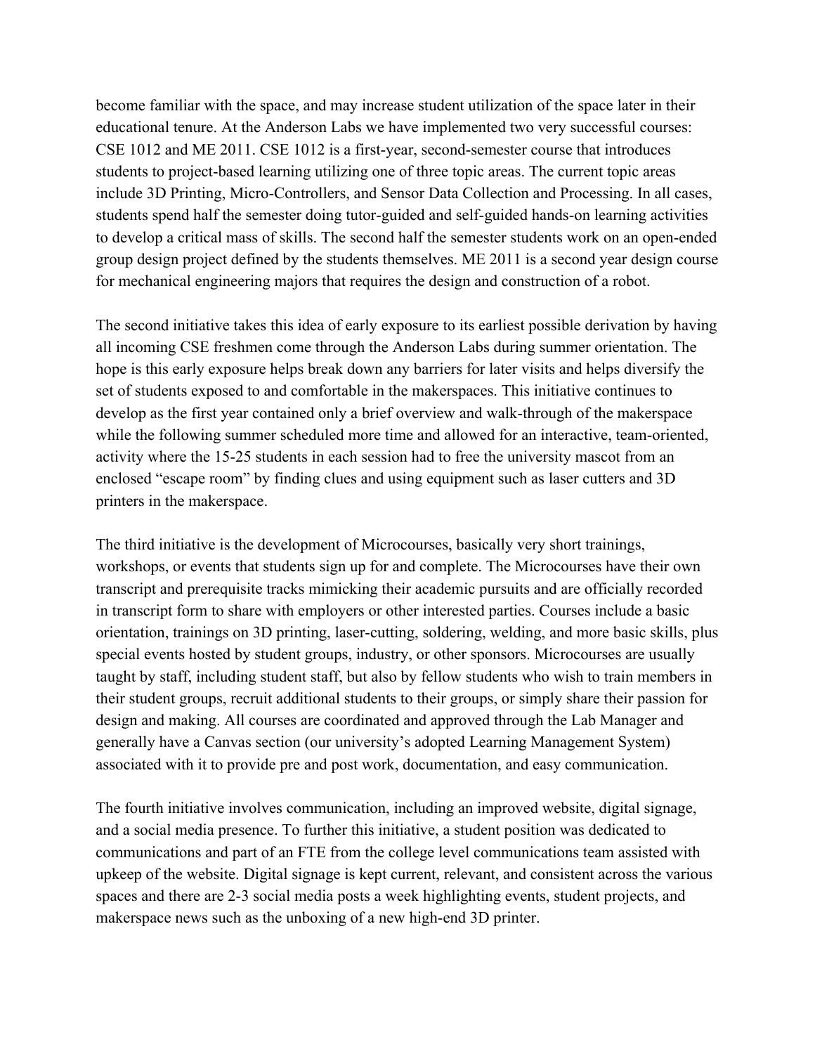become familiar with the space, and may increase student utilization of the space later in their educational tenure. At the Anderson Labs we have implemented two very successful courses: CSE 1012 and ME 2011. CSE 1012 is a first-year, second-semester course that introduces students to project-based learning utilizing one of three topic areas. The current topic areas include 3D Printing, Micro-Controllers, and Sensor Data Collection and Processing. In all cases, students spend half the semester doing tutor-guided and self-guided hands-on learning activities to develop a critical mass of skills. The second half the semester students work on an open-ended group design project defined by the students themselves. ME 2011 is a second year design course for mechanical engineering majors that requires the design and construction of a robot.

The second initiative takes this idea of early exposure to its earliest possible derivation by having all incoming CSE freshmen come through the Anderson Labs during summer orientation. The hope is this early exposure helps break down any barriers for later visits and helps diversify the set of students exposed to and comfortable in the makerspaces. This initiative continues to develop as the first year contained only a brief overview and walk-through of the makerspace while the following summer scheduled more time and allowed for an interactive, team-oriented, activity where the 15-25 students in each session had to free the university mascot from an enclosed "escape room" by finding clues and using equipment such as laser cutters and 3D printers in the makerspace.

The third initiative is the development of Microcourses, basically very short trainings, workshops, or events that students sign up for and complete. The Microcourses have their own transcript and prerequisite tracks mimicking their academic pursuits and are officially recorded in transcript form to share with employers or other interested parties. Courses include a basic orientation, trainings on 3D printing, laser-cutting, soldering, welding, and more basic skills, plus special events hosted by student groups, industry, or other sponsors. Microcourses are usually taught by staff, including student staff, but also by fellow students who wish to train members in their student groups, recruit additional students to their groups, or simply share their passion for design and making. All courses are coordinated and approved through the Lab Manager and generally have a Canvas section (our university's adopted Learning Management System) associated with it to provide pre and post work, documentation, and easy communication.

The fourth initiative involves communication, including an improved website, digital signage, and a social media presence. To further this initiative, a student position was dedicated to communications and part of an FTE from the college level communications team assisted with upkeep of the website. Digital signage is kept current, relevant, and consistent across the various spaces and there are 2-3 social media posts a week highlighting events, student projects, and makerspace news such as the unboxing of a new high-end 3D printer.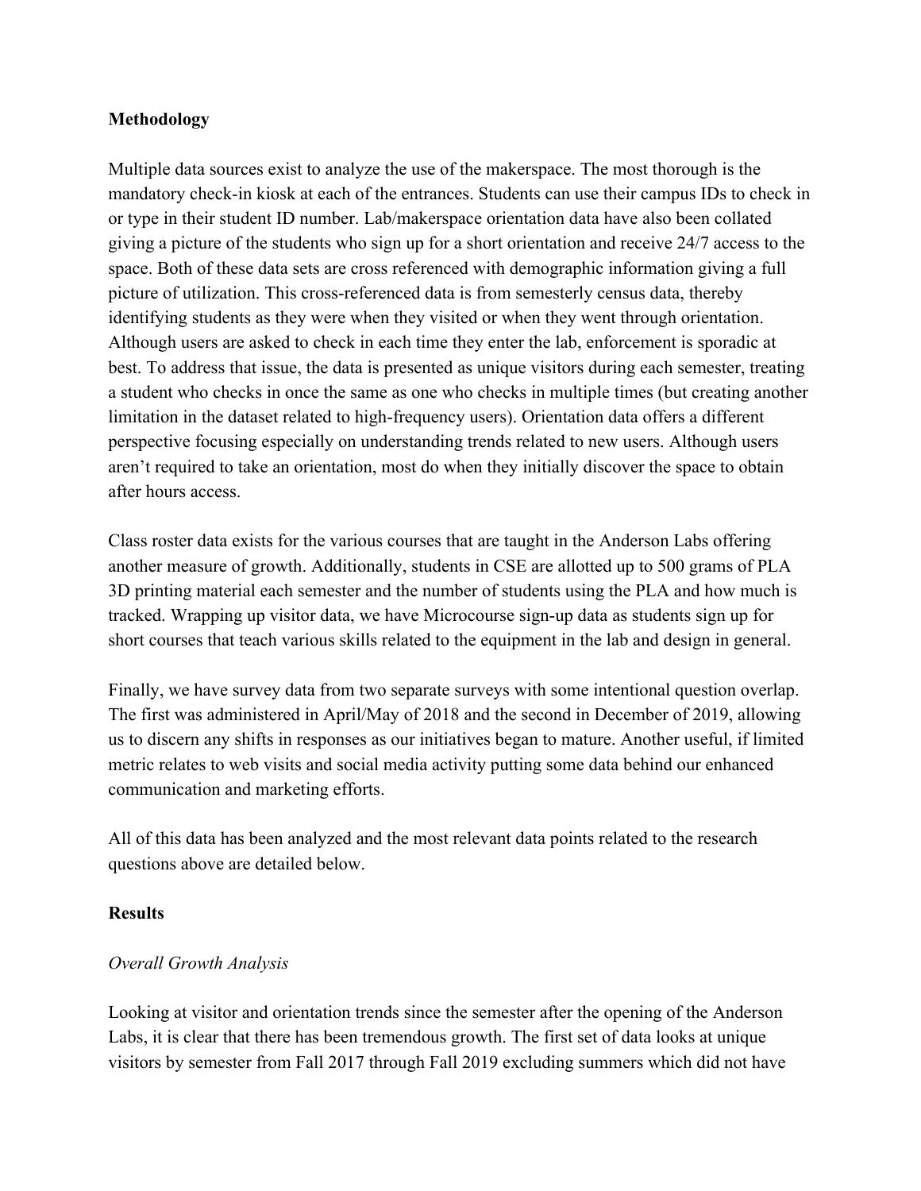**Methodology**

Multiple data sources exist to analyze the use of the makerspace. The most thorough is the mandatory check-in kiosk at each of the entrances. Students can use their campus IDs to check in or type in their student ID number. Lab/makerspace orientation data have also been collated giving a picture of the students who sign up for a short orientation and receive 24/7 access to the space. Both of these data sets are cross referenced with demographic information giving a full picture of utilization. This cross-referenced data is from semesterly census data, thereby identifying students as they were when they visited or when they went through orientation. Although users are asked to check in each time they enter the lab, enforcement is sporadic at best. To address that issue, the data is presented as unique visitors during each semester, treating a student who checks in once the same as one who checks in multiple times (but creating another limitation in the dataset related to high-frequency users). Orientation data offers a different perspective focusing especially on understanding trends related to new users. Although users aren't required to take an orientation, most do when they initially discover the space to obtain after hours access.

Class roster data exists for the various courses that are taught in the Anderson Labs offering another measure of growth. Additionally, students in CSE are allotted up to 500 grams of PLA 3D printing material each semester and the number of students using the PLA and how much is tracked. Wrapping up visitor data, we have Microcourse sign-up data as students sign up for short courses that teach various skills related to the equipment in the lab and design in general.

Finally, we have survey data from two separate surveys with some intentional question overlap. The first was administered in April/May of 2018 and the second in December of 2019, allowing us to discern any shifts in responses as our initiatives began to mature. Another useful, if limited metric relates to web visits and social media activity putting some data behind our enhanced communication and marketing efforts.

All of this data has been analyzed and the most relevant data points related to the research questions above are detailed below.

**Results**

*Overall Growth Analysis*

Looking at visitor and orientation trends since the semester after the opening of the Anderson Labs, it is clear that there has been tremendous growth. The first set of data looks at unique visitors by semester from Fall 2017 through Fall 2019 excluding summers which did not have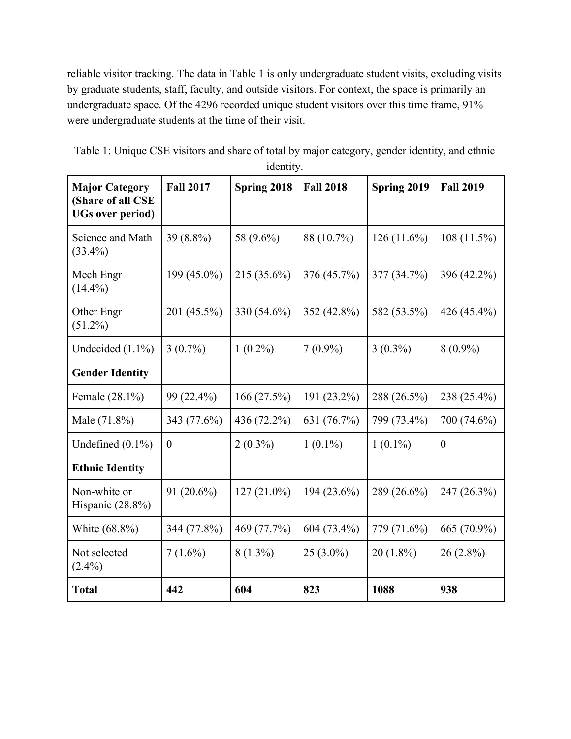reliable visitor tracking. The data in Table 1 is only undergraduate student visits, excluding visits by graduate students, staff, faculty, and outside visitors. For context, the space is primarily an undergraduate space. Of the 4296 recorded unique student visitors over this time frame, 91% were undergraduate students at the time of their visit.

Table 1: Unique CSE visitors and share of total by major category, gender identity, and ethnic identity.

| **Major Category (Share of all CSE UGs over period)** | **Fall 2017** | **Spring 2018** | **Fall 2018** | **Spring 2019** | **Fall 2019** |
|---|---|---|---|---|---|
| Science and Math (33.4%) | 39 (8.8%) | 58 (9.6%) | 88 (10.7%) | 126 (11.6%) | 108 (11.5%) |
| Mech Engr (14.4%) | 199 (45.0%) | 215 (35.6%) | 376 (45.7%) | 377 (34.7%) | 396 (42.2%) |
| Other Engr (51.2%) | 201 (45.5%) | 330 (54.6%) | 352 (42.8%) | 582 (53.5%) | 426 (45.4%) |
| Undecided (1.1%) | 3 (0.7%) | 1 (0.2%) | 7 (0.9%) | 3 (0.3%) | 8 (0.9%) |
| **Gender Identity** | | | | | |
| Female (28.1%) | 99 (22.4%) | 166 (27.5%) | 191 (23.2%) | 288 (26.5%) | 238 (25.4%) |
| Male (71.8%) | 343 (77.6%) | 436 (72.2%) | 631 (76.7%) | 799 (73.4%) | 700 (74.6%) |
| Undefined (0.1%) | 0 | 2 (0.3%) | 1 (0.1%) | 1 (0.1%) | 0 |
| **Ethnic Identity** | | | | | |
| Non-white or Hispanic (28.8%) | 91 (20.6%) | 127 (21.0%) | 194 (23.6%) | 289 (26.6%) | 247 (26.3%) |
| White (68.8%) | 344 (77.8%) | 469 (77.7%) | 604 (73.4%) | 779 (71.6%) | 665 (70.9%) |
| Not selected (2.4%) | 7 (1.6%) | 8 (1.3%) | 25 (3.0%) | 20 (1.8%) | 26 (2.8%) |
| **Total** | **442** | **604** | **823** | **1088** | **938** |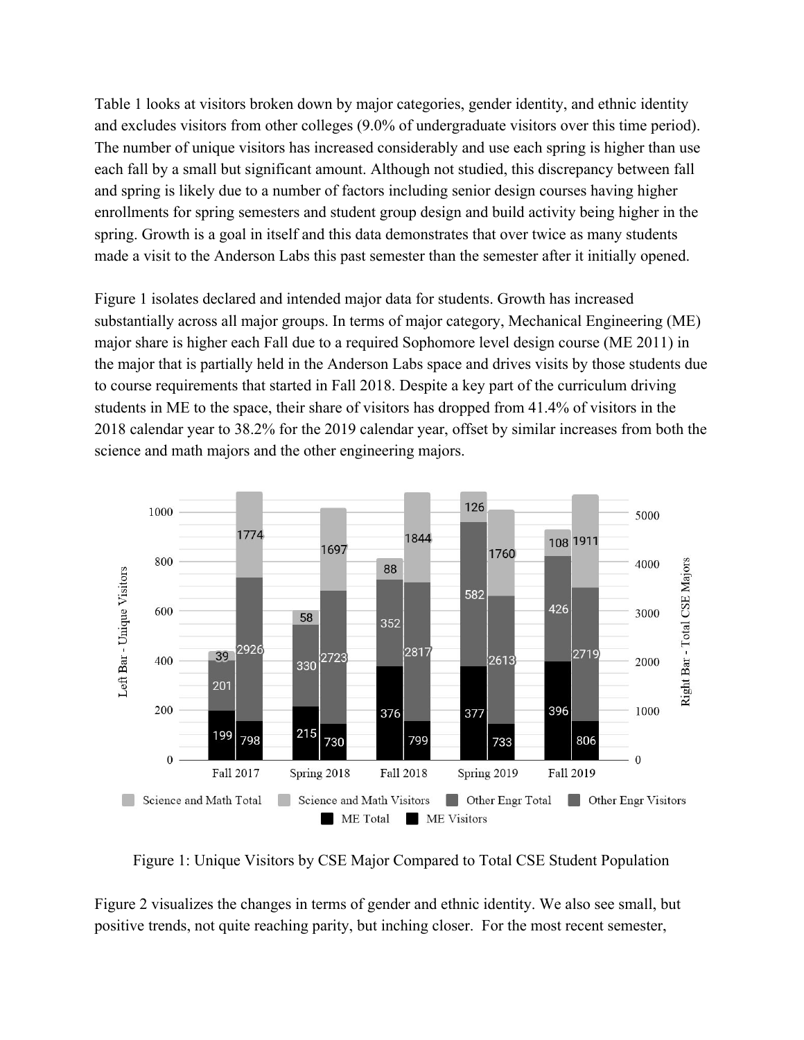Table 1 looks at visitors broken down by major categories, gender identity, and ethnic identity and excludes visitors from other colleges (9.0% of undergraduate visitors over this time period). The number of unique visitors has increased considerably and use each spring is higher than use each fall by a small but significant amount. Although not studied, this discrepancy between fall and spring is likely due to a number of factors including senior design courses having higher enrollments for spring semesters and student group design and build activity being higher in the spring. Growth is a goal in itself and this data demonstrates that over twice as many students made a visit to the Anderson Labs this past semester than the semester after it initially opened.

Figure 1 isolates declared and intended major data for students. Growth has increased substantially across all major groups. In terms of major category, Mechanical Engineering (ME) major share is higher each Fall due to a required Sophomore level design course (ME 2011) in the major that is partially held in the Anderson Labs space and drives visits by those students due to course requirements that started in Fall 2018. Despite a key part of the curriculum driving students in ME to the space, their share of visitors has dropped from 41.4% of visitors in the 2018 calendar year to 38.2% for the 2019 calendar year, offset by similar increases from both the science and math majors and the other engineering majors.

| Semester | ME Visitors | Other Engr Visitors | Science and Math Visitors | ME Total | Other Engr Total | Science and Math Total |
|---|---|---|---|---|---|---|
| Fall 2017 | 199 | 201 | 39 | 798 | 2926 | 1774 |
| Spring 2018 | 215 | 330 | 58 | 730 | 2723 | 1697 |
| Fall 2018 | 376 | 352 | 88 | 799 | 2817 | 1844 |
| Spring 2019 | 377 | 582 | 126 | 733 | 2613 | 1760 |
| Fall 2019 | 396 | 426 | 108 | 806 | 2719 | 1911 |

Figure 1: Unique Visitors by CSE Major Compared to Total CSE Student Population

Figure 2 visualizes the changes in terms of gender and ethnic identity. We also see small, but positive trends, not quite reaching parity, but inching closer. For the most recent semester,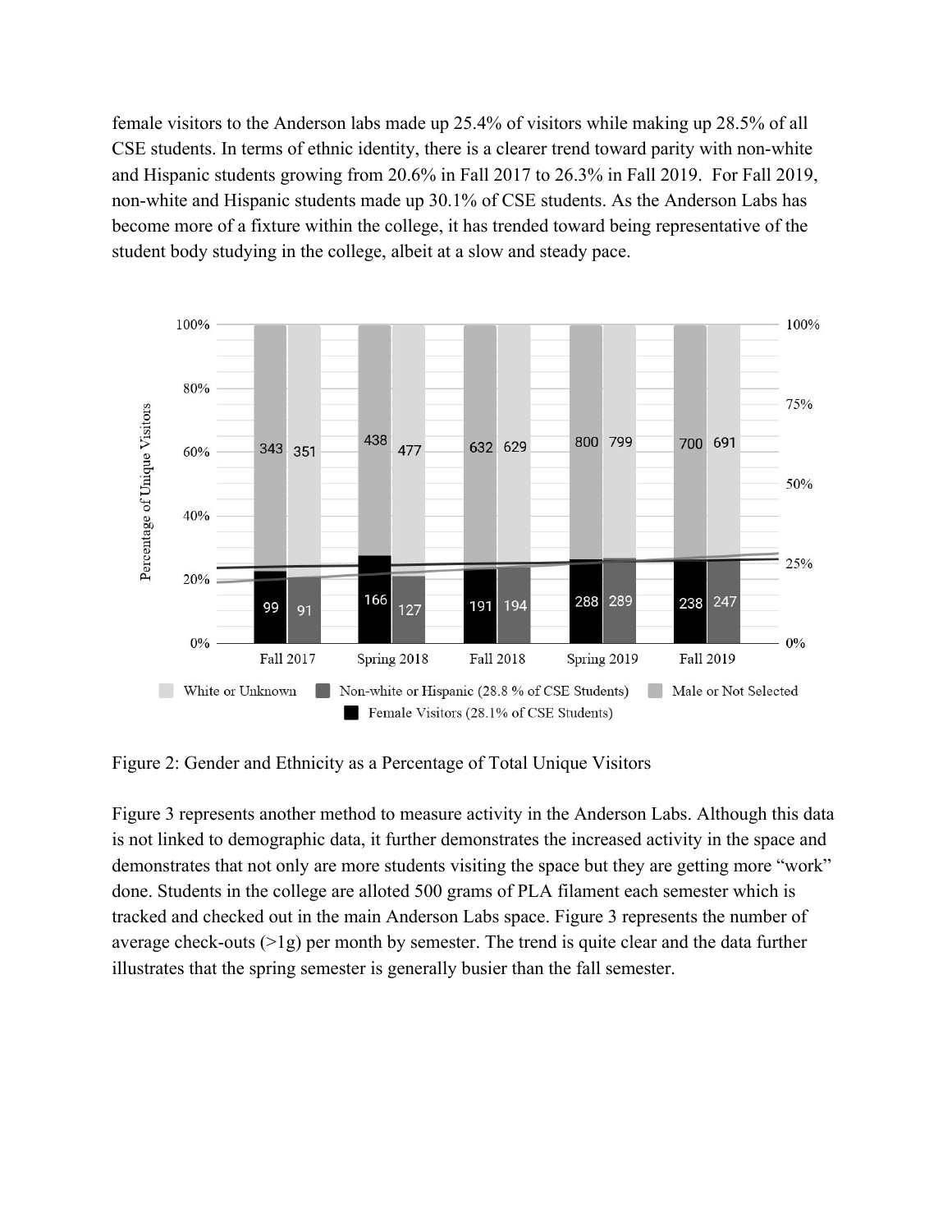female visitors to the Anderson labs made up 25.4% of visitors while making up 28.5% of all CSE students. In terms of ethnic identity, there is a clearer trend toward parity with non-white and Hispanic students growing from 20.6% in Fall 2017 to 26.3% in Fall 2019. For Fall 2019, non-white and Hispanic students made up 30.1% of CSE students. As the Anderson Labs has become more of a fixture within the college, it has trended toward being representative of the student body studying in the college, albeit at a slow and steady pace.

Figure 2: Gender and Ethnicity as a Percentage of Total Unique Visitors

Figure 3 represents another method to measure activity in the Anderson Labs. Although this data is not linked to demographic data, it further demonstrates the increased activity in the space and demonstrates that not only are more students visiting the space but they are getting more "work" done. Students in the college are alloted 500 grams of PLA filament each semester which is tracked and checked out in the main Anderson Labs space. Figure 3 represents the number of average check-outs (>1g) per month by semester. The trend is quite clear and the data further illustrates that the spring semester is generally busier than the fall semester.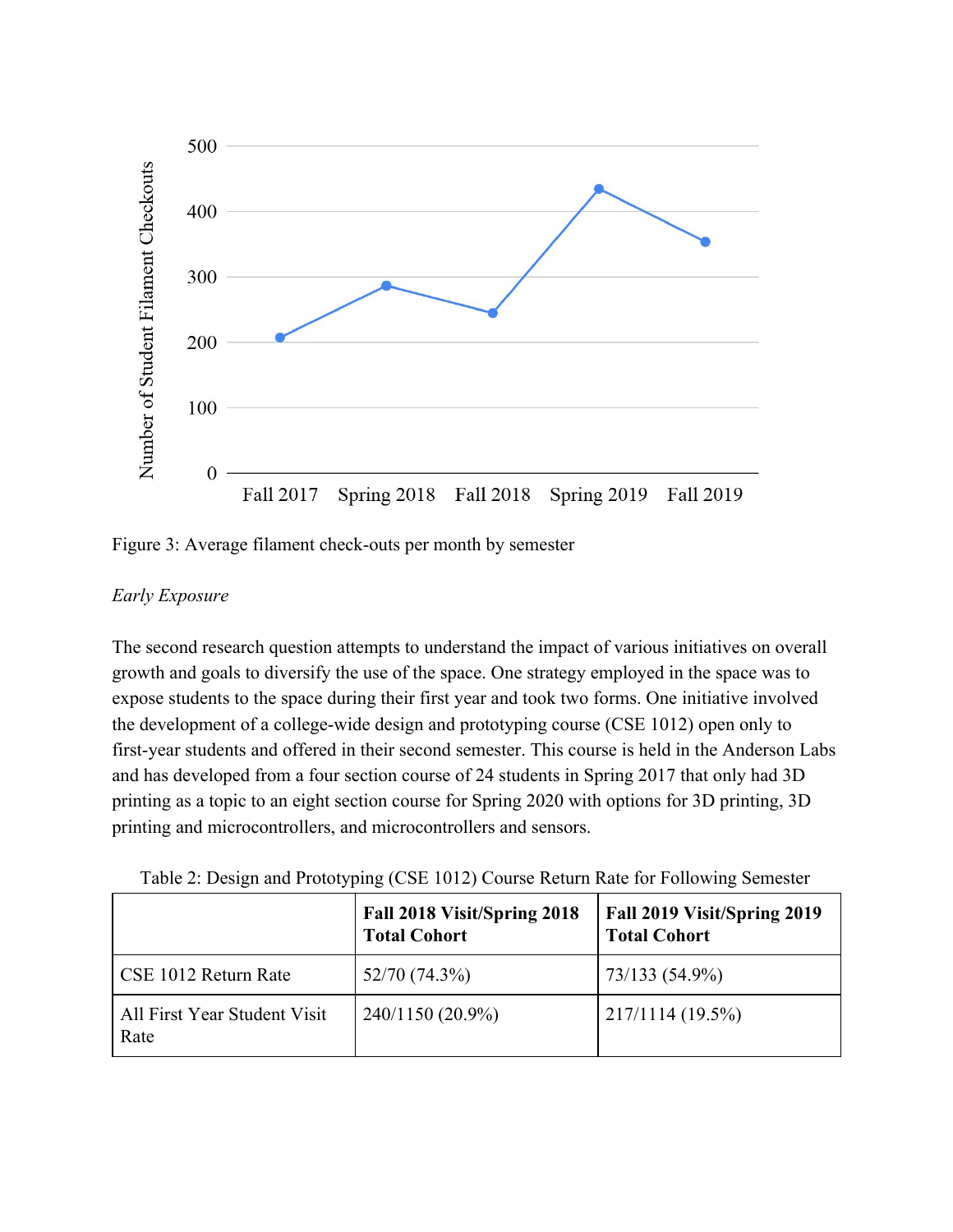Figure 3: Average filament check-outs per month by semester

*Early Exposure*

The second research question attempts to understand the impact of various initiatives on overall growth and goals to diversify the use of the space. One strategy employed in the space was to expose students to the space during their first year and took two forms. One initiative involved the development of a college-wide design and prototyping course (CSE 1012) open only to first-year students and offered in their second semester. This course is held in the Anderson Labs and has developed from a four section course of 24 students in Spring 2017 that only had 3D printing as a topic to an eight section course for Spring 2020 with options for 3D printing, 3D printing and microcontrollers, and microcontrollers and sensors.

Table 2: Design and Prototyping (CSE 1012) Course Return Rate for Following Semester

| | **Fall 2018 Visit/Spring 2018 Total Cohort** | **Fall 2019 Visit/Spring 2019 Total Cohort** |
|---|---|---|
| CSE 1012 Return Rate | 52/70 (74.3%) | 73/133 (54.9%) |
| All First Year Student Visit Rate | 240/1150 (20.9%) | 217/1114 (19.5%) |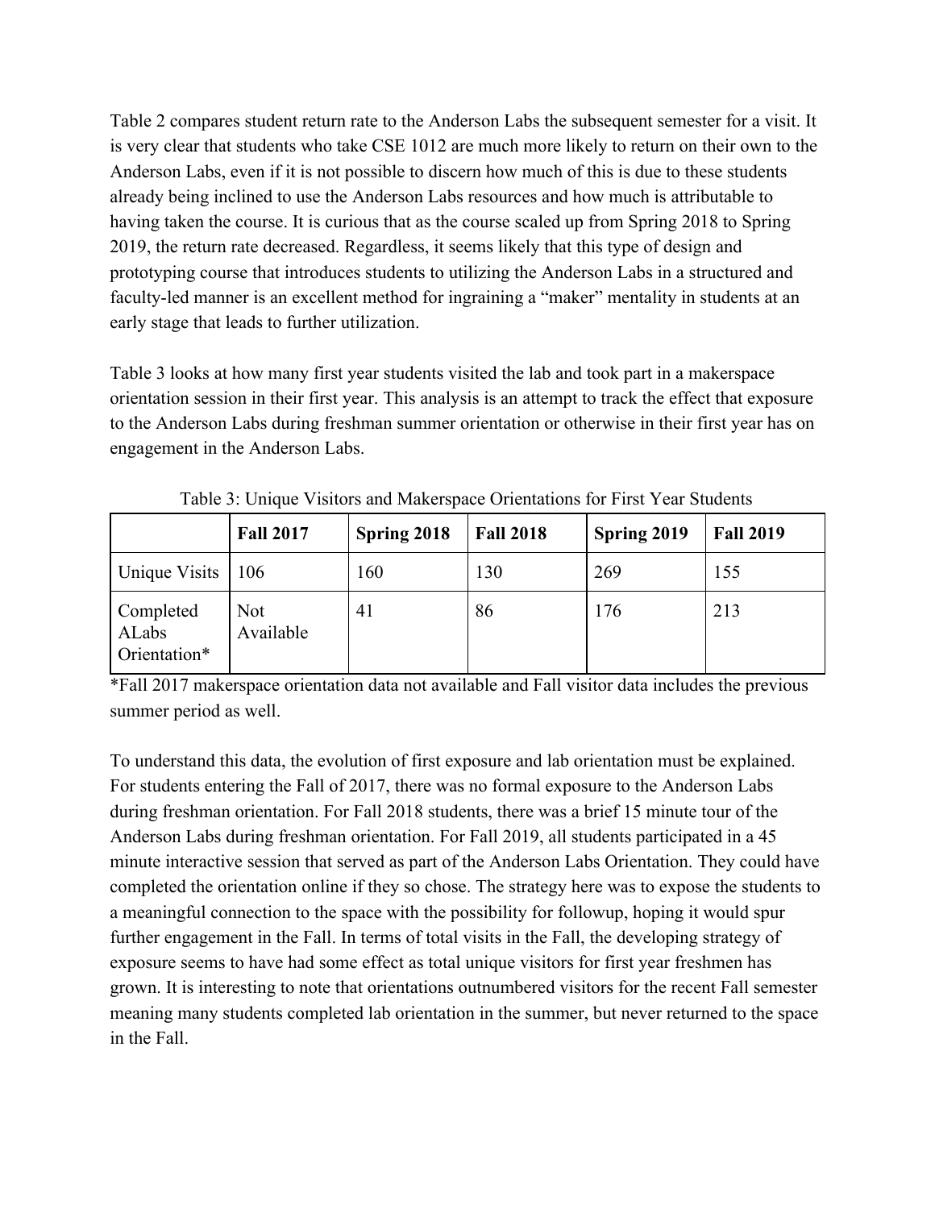Table 2 compares student return rate to the Anderson Labs the subsequent semester for a visit. It is very clear that students who take CSE 1012 are much more likely to return on their own to the Anderson Labs, even if it is not possible to discern how much of this is due to these students already being inclined to use the Anderson Labs resources and how much is attributable to having taken the course. It is curious that as the course scaled up from Spring 2018 to Spring 2019, the return rate decreased. Regardless, it seems likely that this type of design and prototyping course that introduces students to utilizing the Anderson Labs in a structured and faculty-led manner is an excellent method for ingraining a "maker" mentality in students at an early stage that leads to further utilization.

Table 3 looks at how many first year students visited the lab and took part in a makerspace orientation session in their first year. This analysis is an attempt to track the effect that exposure to the Anderson Labs during freshman summer orientation or otherwise in their first year has on engagement in the Anderson Labs.

Table 3: Unique Visitors and Makerspace Orientations for First Year Students

| | **Fall 2017** | **Spring 2018** | **Fall 2018** | **Spring 2019** | **Fall 2019** |
|---|---|---|---|---|---|
| Unique Visits | 106 | 160 | 130 | 269 | 155 |
| Completed ALabs Orientation* | Not Available | 41 | 86 | 176 | 213 |

*Fall 2017 makerspace orientation data not available and Fall visitor data includes the previous summer period as well.

To understand this data, the evolution of first exposure and lab orientation must be explained. For students entering the Fall of 2017, there was no formal exposure to the Anderson Labs during freshman orientation. For Fall 2018 students, there was a brief 15 minute tour of the Anderson Labs during freshman orientation. For Fall 2019, all students participated in a 45 minute interactive session that served as part of the Anderson Labs Orientation. They could have completed the orientation online if they so chose. The strategy here was to expose the students to a meaningful connection to the space with the possibility for followup, hoping it would spur further engagement in the Fall. In terms of total visits in the Fall, the developing strategy of exposure seems to have had some effect as total unique visitors for first year freshmen has grown. It is interesting to note that orientations outnumbered visitors for the recent Fall semester meaning many students completed lab orientation in the summer, but never returned to the space in the Fall.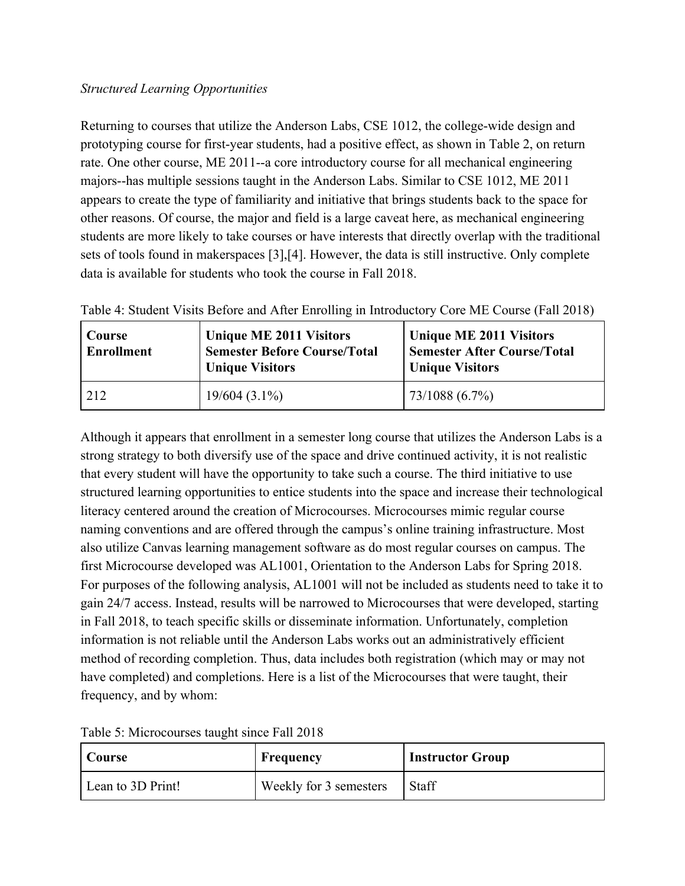*Structured Learning Opportunities*

Returning to courses that utilize the Anderson Labs, CSE 1012, the college-wide design and prototyping course for first-year students, had a positive effect, as shown in Table 2, on return rate. One other course, ME 2011--a core introductory course for all mechanical engineering majors--has multiple sessions taught in the Anderson Labs. Similar to CSE 1012, ME 2011 appears to create the type of familiarity and initiative that brings students back to the space for other reasons. Of course, the major and field is a large caveat here, as mechanical engineering students are more likely to take courses or have interests that directly overlap with the traditional sets of tools found in makerspaces [3],[4]. However, the data is still instructive. Only complete data is available for students who took the course in Fall 2018.

Table 4: Student Visits Before and After Enrolling in Introductory Core ME Course (Fall 2018)

| Course Enrollment | Unique ME 2011 Visitors Semester Before Course/Total Unique Visitors | Unique ME 2011 Visitors Semester After Course/Total Unique Visitors |
|---|---|---|
| 212 | 19/604 (3.1%) | 73/1088 (6.7%) |

Although it appears that enrollment in a semester long course that utilizes the Anderson Labs is a strong strategy to both diversify use of the space and drive continued activity, it is not realistic that every student will have the opportunity to take such a course. The third initiative to use structured learning opportunities to entice students into the space and increase their technological literacy centered around the creation of Microcourses. Microcourses mimic regular course naming conventions and are offered through the campus's online training infrastructure. Most also utilize Canvas learning management software as do most regular courses on campus. The first Microcourse developed was AL1001, Orientation to the Anderson Labs for Spring 2018. For purposes of the following analysis, AL1001 will not be included as students need to take it to gain 24/7 access. Instead, results will be narrowed to Microcourses that were developed, starting in Fall 2018, to teach specific skills or disseminate information. Unfortunately, completion information is not reliable until the Anderson Labs works out an administratively efficient method of recording completion. Thus, data includes both registration (which may or may not have completed) and completions. Here is a list of the Microcourses that were taught, their frequency, and by whom:

Table 5: Microcourses taught since Fall 2018

| Course | Frequency | Instructor Group |
|---|---|---|
| Lean to 3D Print! | Weekly for 3 semesters | Staff |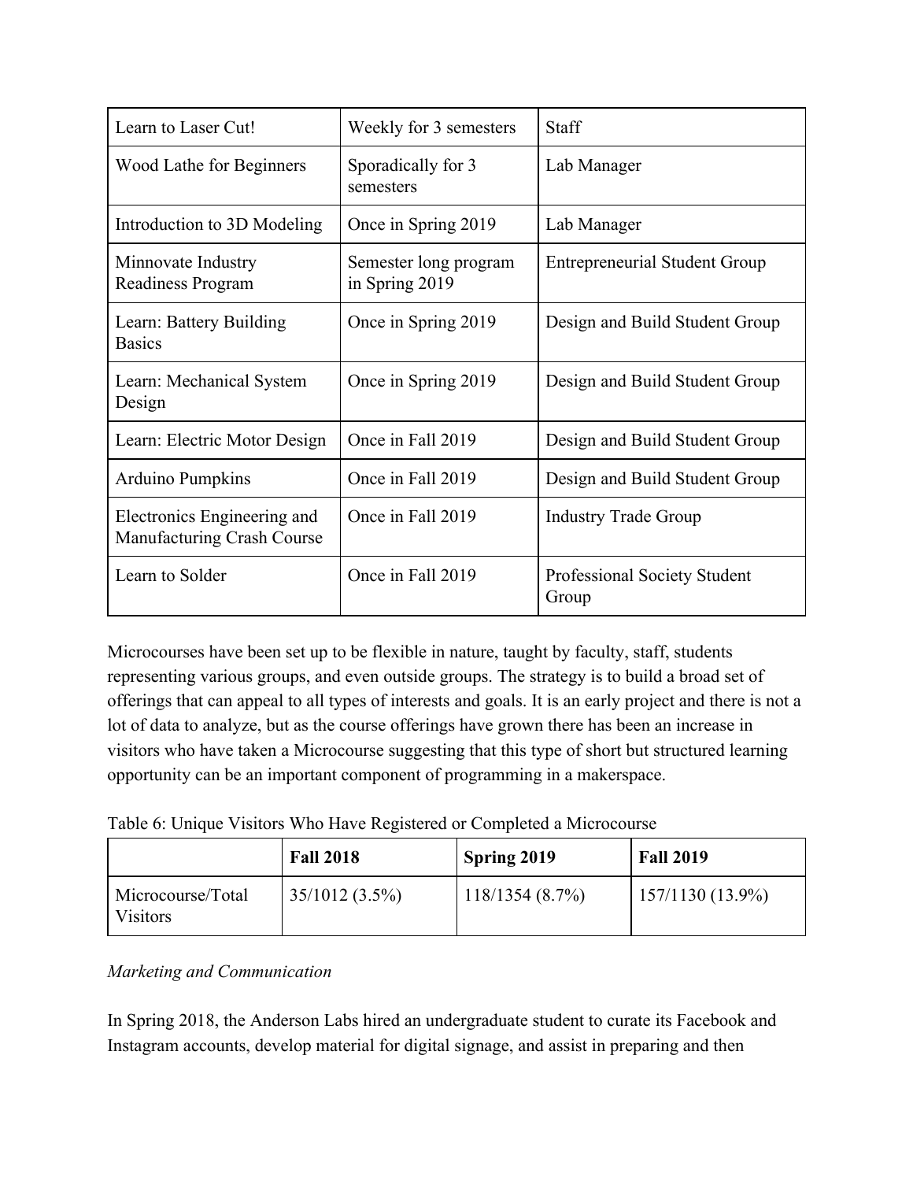| Learn to Laser Cut! | Weekly for 3 semesters | Staff |
|---|---|---|
| Wood Lathe for Beginners | Sporadically for 3 semesters | Lab Manager |
| Introduction to 3D Modeling | Once in Spring 2019 | Lab Manager |
| Minnovate Industry Readiness Program | Semester long program in Spring 2019 | Entrepreneurial Student Group |
| Learn: Battery Building Basics | Once in Spring 2019 | Design and Build Student Group |
| Learn: Mechanical System Design | Once in Spring 2019 | Design and Build Student Group |
| Learn: Electric Motor Design | Once in Fall 2019 | Design and Build Student Group |
| Arduino Pumpkins | Once in Fall 2019 | Design and Build Student Group |
| Electronics Engineering and Manufacturing Crash Course | Once in Fall 2019 | Industry Trade Group |
| Learn to Solder | Once in Fall 2019 | Professional Society Student Group |

Microcourses have been set up to be flexible in nature, taught by faculty, staff, students representing various groups, and even outside groups. The strategy is to build a broad set of offerings that can appeal to all types of interests and goals. It is an early project and there is not a lot of data to analyze, but as the course offerings have grown there has been an increase in visitors who have taken a Microcourse suggesting that this type of short but structured learning opportunity can be an important component of programming in a makerspace.

Table 6: Unique Visitors Who Have Registered or Completed a Microcourse

| | **Fall 2018** | **Spring 2019** | **Fall 2019** |
|---|---|---|---|
| Microcourse/Total Visitors | 35/1012 (3.5%) | 118/1354 (8.7%) | 157/1130 (13.9%) |

*Marketing and Communication*

In Spring 2018, the Anderson Labs hired an undergraduate student to curate its Facebook and Instagram accounts, develop material for digital signage, and assist in preparing and then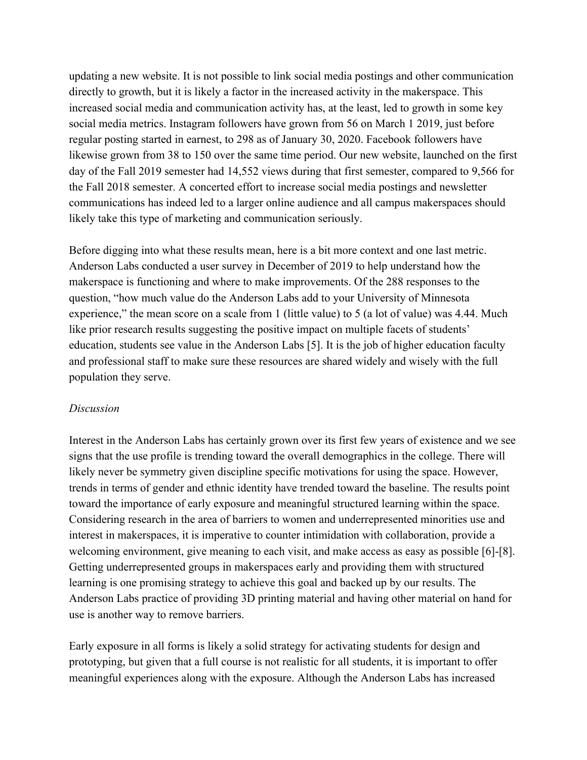updating a new website. It is not possible to link social media postings and other communication directly to growth, but it is likely a factor in the increased activity in the makerspace. This increased social media and communication activity has, at the least, led to growth in some key social media metrics. Instagram followers have grown from 56 on March 1 2019, just before regular posting started in earnest, to 298 as of January 30, 2020. Facebook followers have likewise grown from 38 to 150 over the same time period. Our new website, launched on the first day of the Fall 2019 semester had 14,552 views during that first semester, compared to 9,566 for the Fall 2018 semester. A concerted effort to increase social media postings and newsletter communications has indeed led to a larger online audience and all campus makerspaces should likely take this type of marketing and communication seriously.

Before digging into what these results mean, here is a bit more context and one last metric. Anderson Labs conducted a user survey in December of 2019 to help understand how the makerspace is functioning and where to make improvements. Of the 288 responses to the question, "how much value do the Anderson Labs add to your University of Minnesota experience," the mean score on a scale from 1 (little value) to 5 (a lot of value) was 4.44. Much like prior research results suggesting the positive impact on multiple facets of students' education, students see value in the Anderson Labs [5]. It is the job of higher education faculty and professional staff to make sure these resources are shared widely and wisely with the full population they serve.

*Discussion*

Interest in the Anderson Labs has certainly grown over its first few years of existence and we see signs that the use profile is trending toward the overall demographics in the college. There will likely never be symmetry given discipline specific motivations for using the space. However, trends in terms of gender and ethnic identity have trended toward the baseline. The results point toward the importance of early exposure and meaningful structured learning within the space. Considering research in the area of barriers to women and underrepresented minorities use and interest in makerspaces, it is imperative to counter intimidation with collaboration, provide a welcoming environment, give meaning to each visit, and make access as easy as possible [6]-[8]. Getting underrepresented groups in makerspaces early and providing them with structured learning is one promising strategy to achieve this goal and backed up by our results. The Anderson Labs practice of providing 3D printing material and having other material on hand for use is another way to remove barriers.

Early exposure in all forms is likely a solid strategy for activating students for design and prototyping, but given that a full course is not realistic for all students, it is important to offer meaningful experiences along with the exposure. Although the Anderson Labs has increased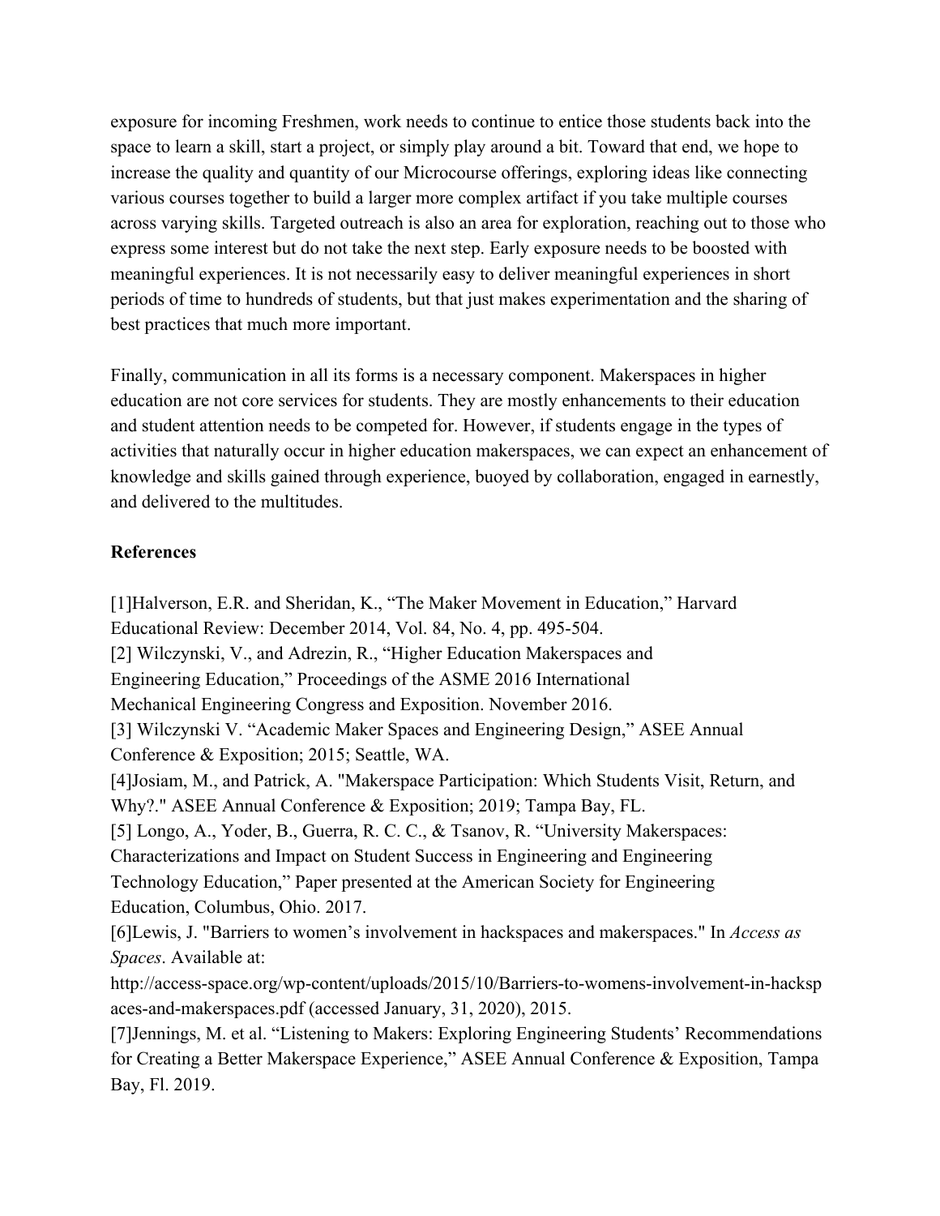exposure for incoming Freshmen, work needs to continue to entice those students back into the space to learn a skill, start a project, or simply play around a bit. Toward that end, we hope to increase the quality and quantity of our Microcourse offerings, exploring ideas like connecting various courses together to build a larger more complex artifact if you take multiple courses across varying skills. Targeted outreach is also an area for exploration, reaching out to those who express some interest but do not take the next step. Early exposure needs to be boosted with meaningful experiences. It is not necessarily easy to deliver meaningful experiences in short periods of time to hundreds of students, but that just makes experimentation and the sharing of best practices that much more important.

Finally, communication in all its forms is a necessary component. Makerspaces in higher education are not core services for students. They are mostly enhancements to their education and student attention needs to be competed for. However, if students engage in the types of activities that naturally occur in higher education makerspaces, we can expect an enhancement of knowledge and skills gained through experience, buoyed by collaboration, engaged in earnestly, and delivered to the multitudes.

**References**

[1]Halverson, E.R. and Sheridan, K., "The Maker Movement in Education," Harvard Educational Review: December 2014, Vol. 84, No. 4, pp. 495-504.
[2] Wilczynski, V., and Adrezin, R., "Higher Education Makerspaces and Engineering Education," Proceedings of the ASME 2016 International Mechanical Engineering Congress and Exposition. November 2016.
[3] Wilczynski V. "Academic Maker Spaces and Engineering Design," ASEE Annual Conference & Exposition; 2015; Seattle, WA.
[4]Josiam, M., and Patrick, A. "Makerspace Participation: Which Students Visit, Return, and Why?." ASEE Annual Conference & Exposition; 2019; Tampa Bay, FL.
[5] Longo, A., Yoder, B., Guerra, R. C. C., & Tsanov, R. "University Makerspaces: Characterizations and Impact on Student Success in Engineering and Engineering Technology Education," Paper presented at the American Society for Engineering Education, Columbus, Ohio. 2017.
[6]Lewis, J. "Barriers to women's involvement in hackspaces and makerspaces." In *Access as Spaces*. Available at: http://access-space.org/wp-content/uploads/2015/10/Barriers-to-womens-involvement-in-hackspaces-and-makerspaces.pdf (accessed January, 31, 2020), 2015.
[7]Jennings, M. et al. "Listening to Makers: Exploring Engineering Students' Recommendations for Creating a Better Makerspace Experience," ASEE Annual Conference & Exposition, Tampa Bay, Fl. 2019.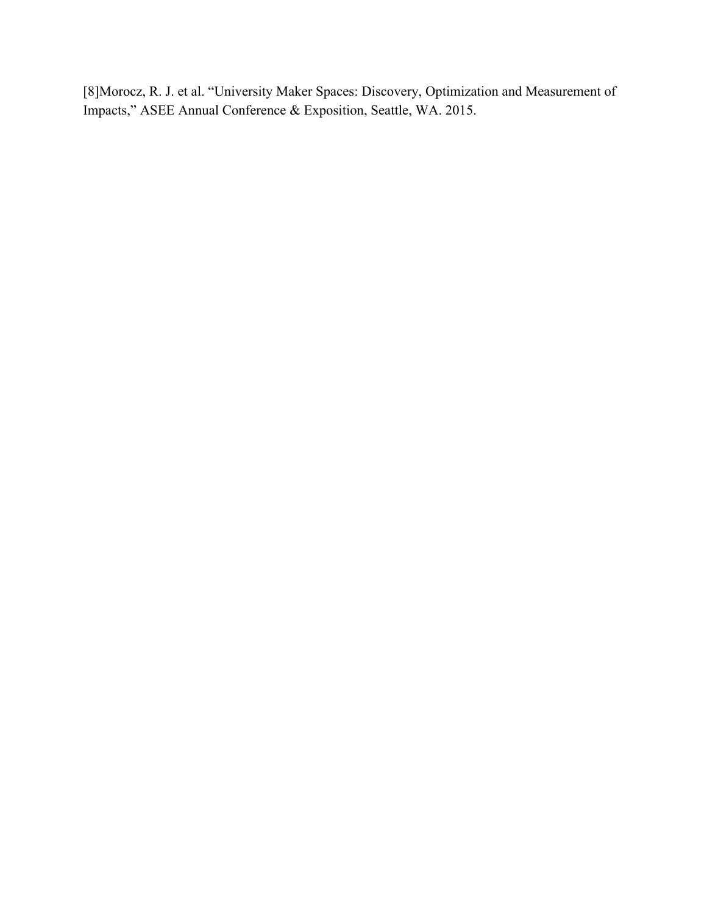[8]Morocz, R. J. et al. "University Maker Spaces: Discovery, Optimization and Measurement of Impacts," ASEE Annual Conference & Exposition, Seattle, WA. 2015.